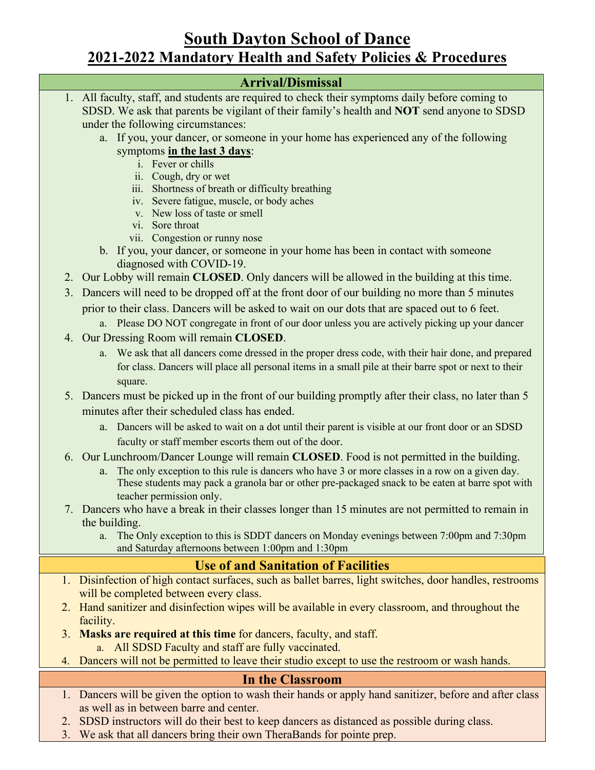# South Dayton School of Dance

## 2021-2022 Mandatory Health and Safety Policies & Procedures

### Arrival/Dismissal

1. All faculty, staff, and students are required to check their symptoms daily before coming to SDSD. We ask that parents be vigilant of their family's health and **NOT** send anyone to SDSD under the following circumstances:
    a. If you, your dancer, or someone in your home has experienced any of the following symptoms **in the last 3 days**:
        i. Fever or chills
        ii. Cough, dry or wet
        iii. Shortness of breath or difficulty breathing
        iv. Severe fatigue, muscle, or body aches
        v. New loss of taste or smell
        vi. Sore throat
        vii. Congestion or runny nose
    b. If you, your dancer, or someone in your home has been in contact with someone diagnosed with COVID-19.
2. Our Lobby will remain **CLOSED**. Only dancers will be allowed in the building at this time.
3. Dancers will need to be dropped off at the front door of our building no more than 5 minutes prior to their class. Dancers will be asked to wait on our dots that are spaced out to 6 feet.
    a. Please DO NOT congregate in front of our door unless you are actively picking up your dancer
4. Our Dressing Room will remain **CLOSED**.
    a. We ask that all dancers come dressed in the proper dress code, with their hair done, and prepared for class. Dancers will place all personal items in a small pile at their barre spot or next to their square.
5. Dancers must be picked up in the front of our building promptly after their class, no later than 5 minutes after their scheduled class has ended.
    a. Dancers will be asked to wait on a dot until their parent is visible at our front door or an SDSD faculty or staff member escorts them out of the door.
6. Our Lunchroom/Dancer Lounge will remain **CLOSED**. Food is not permitted in the building.
    a. The only exception to this rule is dancers who have 3 or more classes in a row on a given day. These students may pack a granola bar or other pre-packaged snack to be eaten at barre spot with teacher permission only.
7. Dancers who have a break in their classes longer than 15 minutes are not permitted to remain in the building.
    a. The Only exception to this is SDDT dancers on Monday evenings between 7:00pm and 7:30pm and Saturday afternoons between 1:00pm and 1:30pm

### Use of and Sanitation of Facilities

1. Disinfection of high contact surfaces, such as ballet barres, light switches, door handles, restrooms will be completed between every class.
2. Hand sanitizer and disinfection wipes will be available in every classroom, and throughout the facility.
3. **Masks are required at this time** for dancers, faculty, and staff.
    a. All SDSD Faculty and staff are fully vaccinated.
4. Dancers will not be permitted to leave their studio except to use the restroom or wash hands.

### In the Classroom

1. Dancers will be given the option to wash their hands or apply hand sanitizer, before and after class as well as in between barre and center.
2. SDSD instructors will do their best to keep dancers as distanced as possible during class.
3. We ask that all dancers bring their own TheraBands for pointe prep.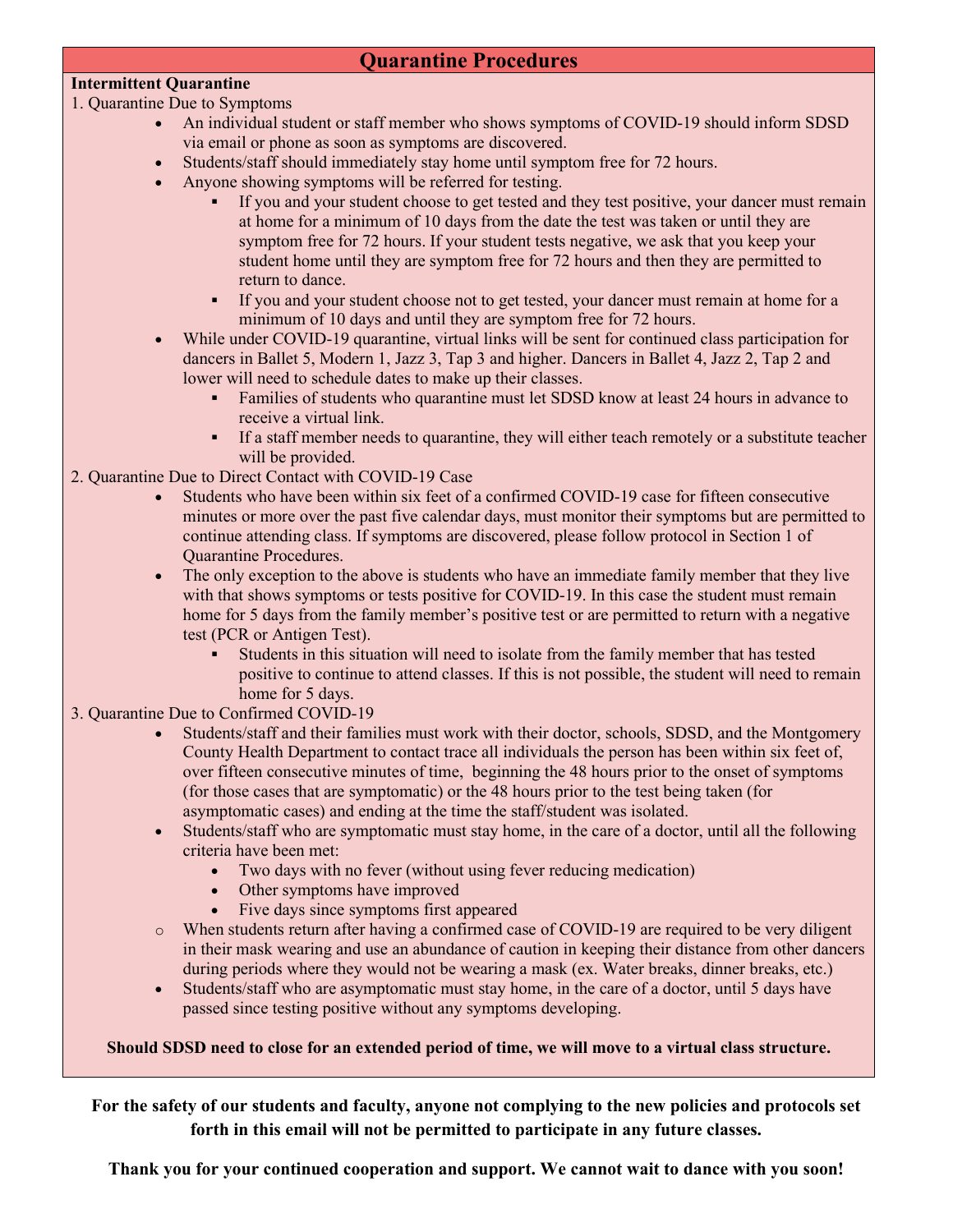## Quarantine Procedures

**Intermittent Quarantine**

1. Quarantine Due to Symptoms
    - An individual student or staff member who shows symptoms of COVID-19 should inform SDSD via email or phone as soon as symptoms are discovered.
    - Students/staff should immediately stay home until symptom free for 72 hours.
    - Anyone showing symptoms will be referred for testing.
        - If you and your student choose to get tested and they test positive, your dancer must remain at home for a minimum of 10 days from the date the test was taken or until they are symptom free for 72 hours. If your student tests negative, we ask that you keep your student home until they are symptom free for 72 hours and then they are permitted to return to dance.
        - If you and your student choose not to get tested, your dancer must remain at home for a minimum of 10 days and until they are symptom free for 72 hours.
    - While under COVID-19 quarantine, virtual links will be sent for continued class participation for dancers in Ballet 5, Modern 1, Jazz 3, Tap 3 and higher. Dancers in Ballet 4, Jazz 2, Tap 2 and lower will need to schedule dates to make up their classes.
        - Families of students who quarantine must let SDSD know at least 24 hours in advance to receive a virtual link.
        - If a staff member needs to quarantine, they will either teach remotely or a substitute teacher will be provided.
2. Quarantine Due to Direct Contact with COVID-19 Case
    - Students who have been within six feet of a confirmed COVID-19 case for fifteen consecutive minutes or more over the past five calendar days, must monitor their symptoms but are permitted to continue attending class. If symptoms are discovered, please follow protocol in Section 1 of Quarantine Procedures.
    - The only exception to the above is students who have an immediate family member that they live with that shows symptoms or tests positive for COVID-19. In this case the student must remain home for 5 days from the family member's positive test or are permitted to return with a negative test (PCR or Antigen Test).
        - Students in this situation will need to isolate from the family member that has tested positive to continue to attend classes. If this is not possible, the student will need to remain home for 5 days.
3. Quarantine Due to Confirmed COVID-19
    - Students/staff and their families must work with their doctor, schools, SDSD, and the Montgomery County Health Department to contact trace all individuals the person has been within six feet of, over fifteen consecutive minutes of time, beginning the 48 hours prior to the onset of symptoms (for those cases that are symptomatic) or the 48 hours prior to the test being taken (for asymptomatic cases) and ending at the time the staff/student was isolated.
    - Students/staff who are symptomatic must stay home, in the care of a doctor, until all the following criteria have been met:
        - Two days with no fever (without using fever reducing medication)
        - Other symptoms have improved
        - Five days since symptoms first appeared
    - When students return after having a confirmed case of COVID-19 are required to be very diligent in their mask wearing and use an abundance of caution in keeping their distance from other dancers during periods where they would not be wearing a mask (ex. Water breaks, dinner breaks, etc.)
    - Students/staff who are asymptomatic must stay home, in the care of a doctor, until 5 days have passed since testing positive without any symptoms developing.

**Should SDSD need to close for an extended period of time, we will move to a virtual class structure.**

**For the safety of our students and faculty, anyone not complying to the new policies and protocols set forth in this email will not be permitted to participate in any future classes.**

**Thank you for your continued cooperation and support. We cannot wait to dance with you soon!**